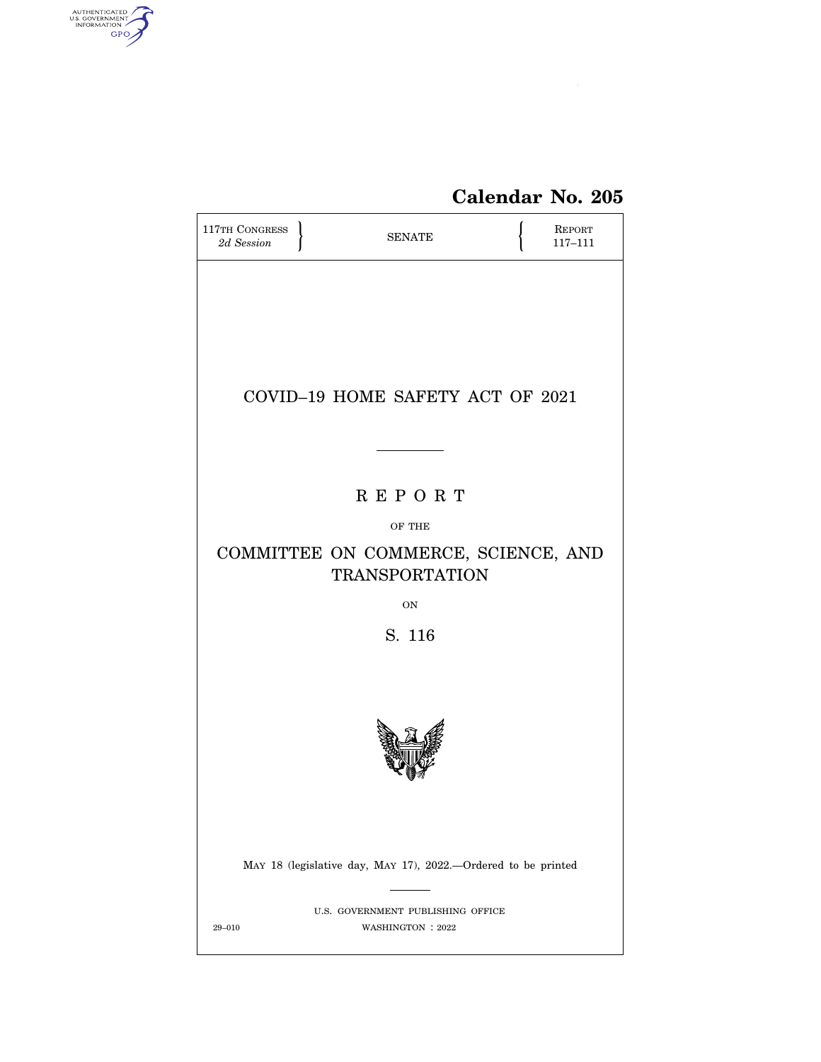**Calendar No. 205**

117TH CONGRESS
*2d Session*

SENATE

REPORT
117–111

# COVID–19 HOME SAFETY ACT OF 2021

---

## R E P O R T

OF THE

## COMMITTEE ON COMMERCE, SCIENCE, AND TRANSPORTATION

ON

## S. 116

MAY 18 (legislative day, MAY 17), 2022.—Ordered to be printed

---

U.S. GOVERNMENT PUBLISHING OFFICE

29–010 WASHINGTON : 2022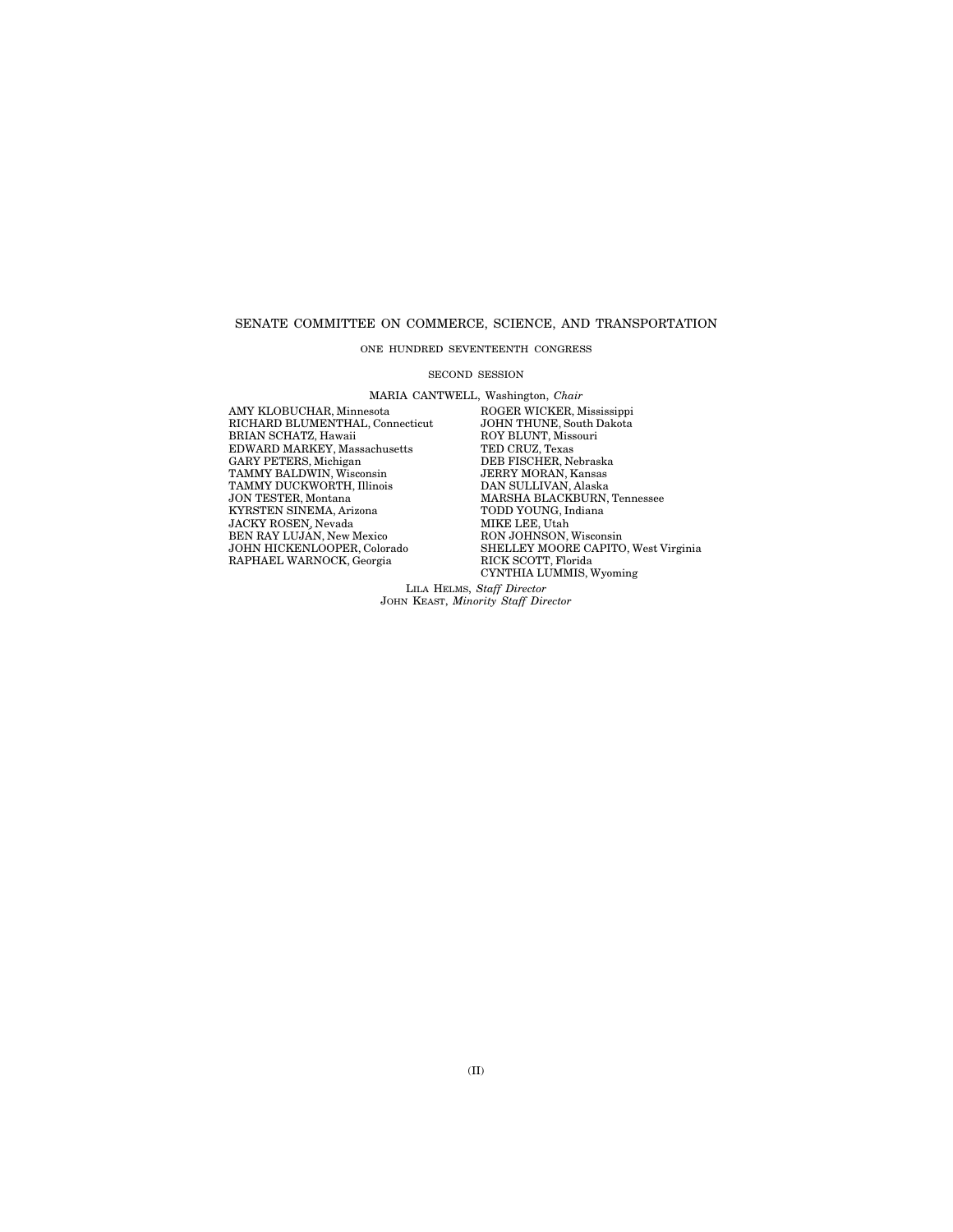# SENATE COMMITTEE ON COMMERCE, SCIENCE, AND TRANSPORTATION

ONE HUNDRED SEVENTEENTH CONGRESS

SECOND SESSION

MARIA CANTWELL, Washington, *Chair*

AMY KLOBUCHAR, Minnesota
RICHARD BLUMENTHAL, Connecticut
BRIAN SCHATZ, Hawaii
EDWARD MARKEY, Massachusetts
GARY PETERS, Michigan
TAMMY BALDWIN, Wisconsin
TAMMY DUCKWORTH, Illinois
JON TESTER, Montana
KYRSTEN SINEMA, Arizona
JACKY ROSEN, Nevada
BEN RAY LUJÁN, New Mexico
JOHN HICKENLOOPER, Colorado
RAPHAEL WARNOCK, Georgia

ROGER WICKER, Mississippi
JOHN THUNE, South Dakota
ROY BLUNT, Missouri
TED CRUZ, Texas
DEB FISCHER, Nebraska
JERRY MORAN, Kansas
DAN SULLIVAN, Alaska
MARSHA BLACKBURN, Tennessee
TODD YOUNG, Indiana
MIKE LEE, Utah
RON JOHNSON, Wisconsin
SHELLEY MOORE CAPITO, West Virginia
RICK SCOTT, Florida
CYNTHIA LUMMIS, Wyoming

LILA HELMS, *Staff Director*
JOHN KEAST, *Minority Staff Director*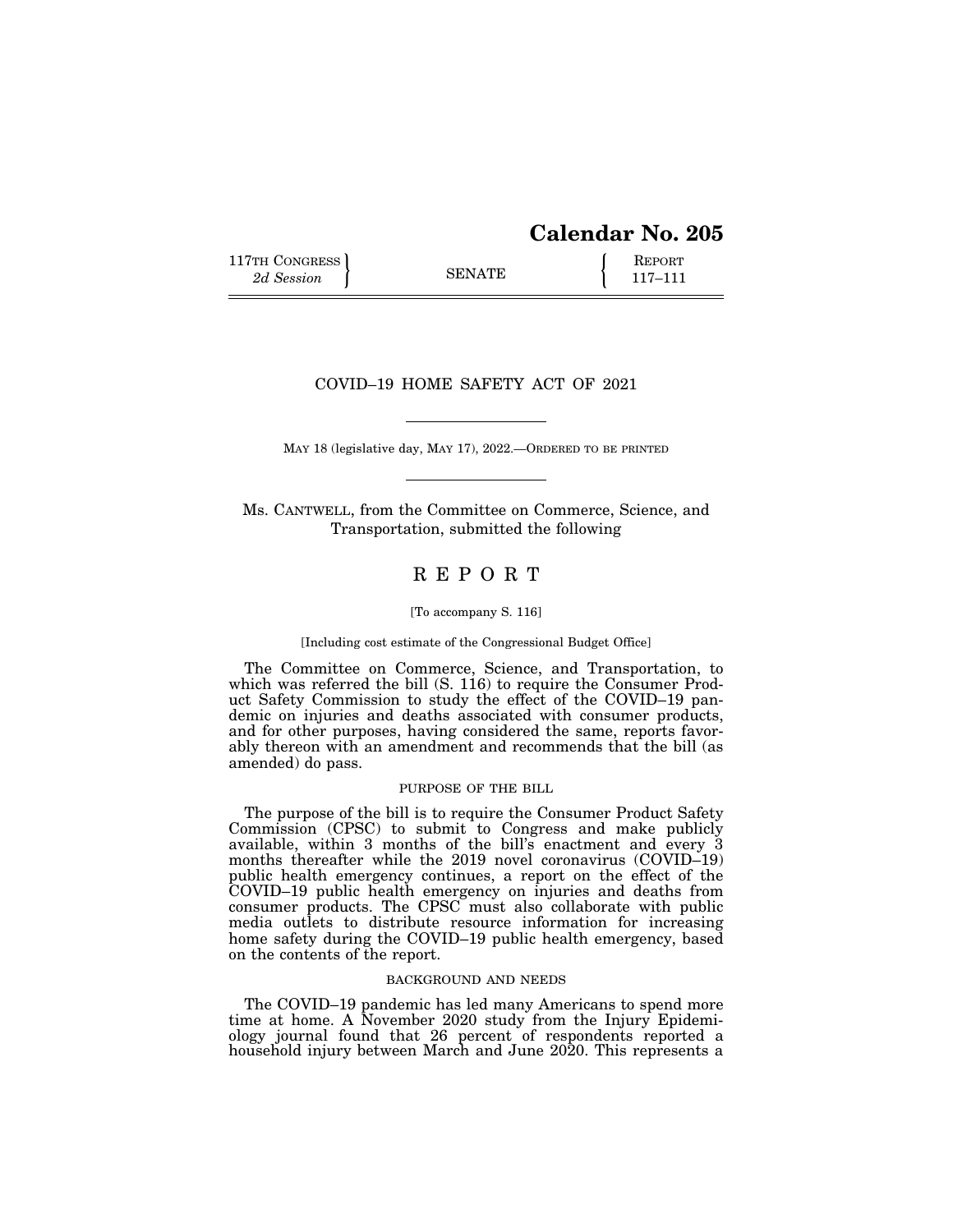# Calendar No. 205

117TH CONGRESS
*2d Session*

SENATE

REPORT
117–111

## COVID–19 HOME SAFETY ACT OF 2021

MAY 18 (legislative day, MAY 17), 2022.—ORDERED TO BE PRINTED

Ms. CANTWELL, from the Committee on Commerce, Science, and Transportation, submitted the following

## R E P O R T

[To accompany S. 116]

[Including cost estimate of the Congressional Budget Office]

The Committee on Commerce, Science, and Transportation, to which was referred the bill (S. 116) to require the Consumer Product Safety Commission to study the effect of the COVID–19 pandemic on injuries and deaths associated with consumer products, and for other purposes, having considered the same, reports favorably thereon with an amendment and recommends that the bill (as amended) do pass.

### PURPOSE OF THE BILL

The purpose of the bill is to require the Consumer Product Safety Commission (CPSC) to submit to Congress and make publicly available, within 3 months of the bill's enactment and every 3 months thereafter while the 2019 novel coronavirus (COVID–19) public health emergency continues, a report on the effect of the COVID–19 public health emergency on injuries and deaths from consumer products. The CPSC must also collaborate with public media outlets to distribute resource information for increasing home safety during the COVID–19 public health emergency, based on the contents of the report.

### BACKGROUND AND NEEDS

The COVID–19 pandemic has led many Americans to spend more time at home. A November 2020 study from the Injury Epidemiology journal found that 26 percent of respondents reported a household injury between March and June 2020. This represents a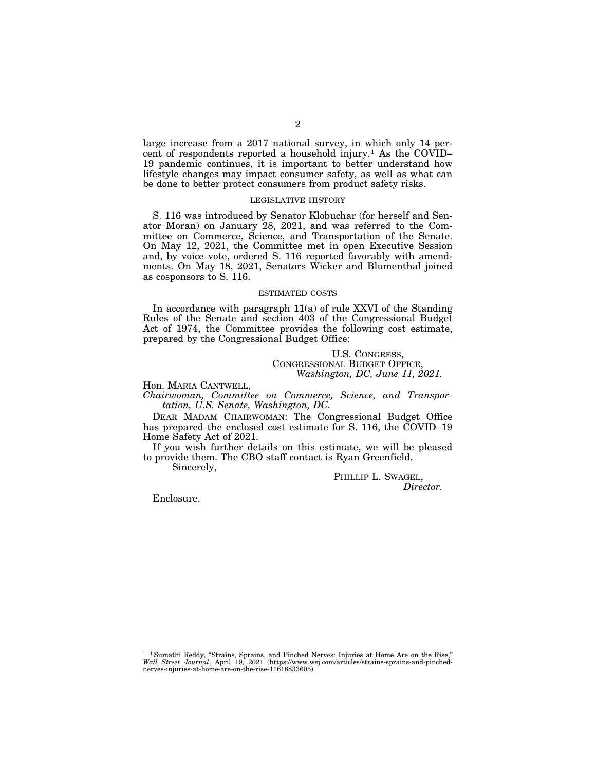large increase from a 2017 national survey, in which only 14 percent of respondents reported a household injury.[1] As the COVID–19 pandemic continues, it is important to better understand how lifestyle changes may impact consumer safety, as well as what can be done to better protect consumers from product safety risks.

## LEGISLATIVE HISTORY

S. 116 was introduced by Senator Klobuchar (for herself and Senator Moran) on January 28, 2021, and was referred to the Committee on Commerce, Science, and Transportation of the Senate. On May 12, 2021, the Committee met in open Executive Session and, by voice vote, ordered S. 116 reported favorably with amendments. On May 18, 2021, Senators Wicker and Blumenthal joined as cosponsors to S. 116.

## ESTIMATED COSTS

In accordance with paragraph 11(a) of rule XXVI of the Standing Rules of the Senate and section 403 of the Congressional Budget Act of 1974, the Committee provides the following cost estimate, prepared by the Congressional Budget Office:

U.S. CONGRESS,
CONGRESSIONAL BUDGET OFFICE,
*Washington, DC, June 11, 2021.*

Hon. MARIA CANTWELL,
*Chairwoman, Committee on Commerce, Science, and Transportation, U.S. Senate, Washington, DC.*

DEAR MADAM CHAIRWOMAN: The Congressional Budget Office has prepared the enclosed cost estimate for S. 116, the COVID–19 Home Safety Act of 2021.

If you wish further details on this estimate, we will be pleased to provide them. The CBO staff contact is Ryan Greenfield.

Sincerely,

PHILLIP L. SWAGEL,
*Director.*

Enclosure.

---

[1] Sumathi Reddy, "Strains, Sprains, and Pinched Nerves: Injuries at Home Are on the Rise," *Wall Street Journal*, April 19, 2021 (https://www.wsj.com/articles/strains-sprains-and-pinched-nerves-injuries-at-home-are-on-the-rise-11618833605).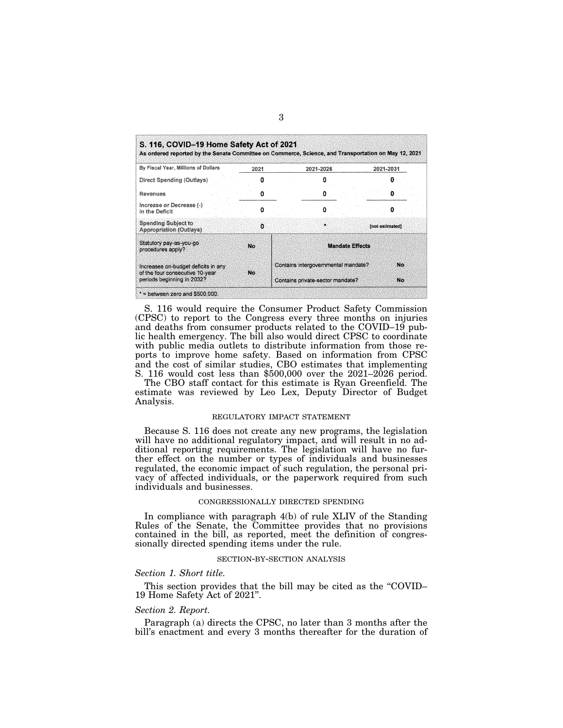**S. 116, COVID–19 Home Safety Act of 2021**
**As ordered reported by the Senate Committee on Commerce, Science, and Transportation on May 12, 2021**

| By Fiscal Year, Millions of Dollars | 2021 | 2021-2026 | 2021-2031 |
|---|---|---|---|
| Direct Spending (Outlays) | 0 | 0 | 0 |
| Revenues | 0 | 0 | 0 |
| Increase or Decrease (-) in the Deficit | 0 | 0 | 0 |
| Spending Subject to Appropriation (Outlays) | 0 | * | [not estimated] |

| Statutory pay-as-you-go procedures apply? | No | Mandate Effects | |
|---|---|---|---|
| Increases on-budget deficits in any of the four consecutive 10-year periods beginning in 2032? | No | Contains intergovernmental mandate? | No |
| | | Contains private-sector mandate? | No |

* = between zero and $500,000.

S. 116 would require the Consumer Product Safety Commission (CPSC) to report to the Congress every three months on injuries and deaths from consumer products related to the COVID–19 public health emergency. The bill also would direct CPSC to coordinate with public media outlets to distribute information from those reports to improve home safety. Based on information from CPSC and the cost of similar studies, CBO estimates that implementing S. 116 would cost less than $500,000 over the 2021–2026 period.

The CBO staff contact for this estimate is Ryan Greenfield. The estimate was reviewed by Leo Lex, Deputy Director of Budget Analysis.

## REGULATORY IMPACT STATEMENT

Because S. 116 does not create any new programs, the legislation will have no additional regulatory impact, and will result in no additional reporting requirements. The legislation will have no further effect on the number or types of individuals and businesses regulated, the economic impact of such regulation, the personal privacy of affected individuals, or the paperwork required from such individuals and businesses.

## CONGRESSIONALLY DIRECTED SPENDING

In compliance with paragraph 4(b) of rule XLIV of the Standing Rules of the Senate, the Committee provides that no provisions contained in the bill, as reported, meet the definition of congressionally directed spending items under the rule.

## SECTION-BY-SECTION ANALYSIS

*Section 1. Short title.*

This section provides that the bill may be cited as the "COVID–19 Home Safety Act of 2021".

*Section 2. Report.*

Paragraph (a) directs the CPSC, no later than 3 months after the bill's enactment and every 3 months thereafter for the duration of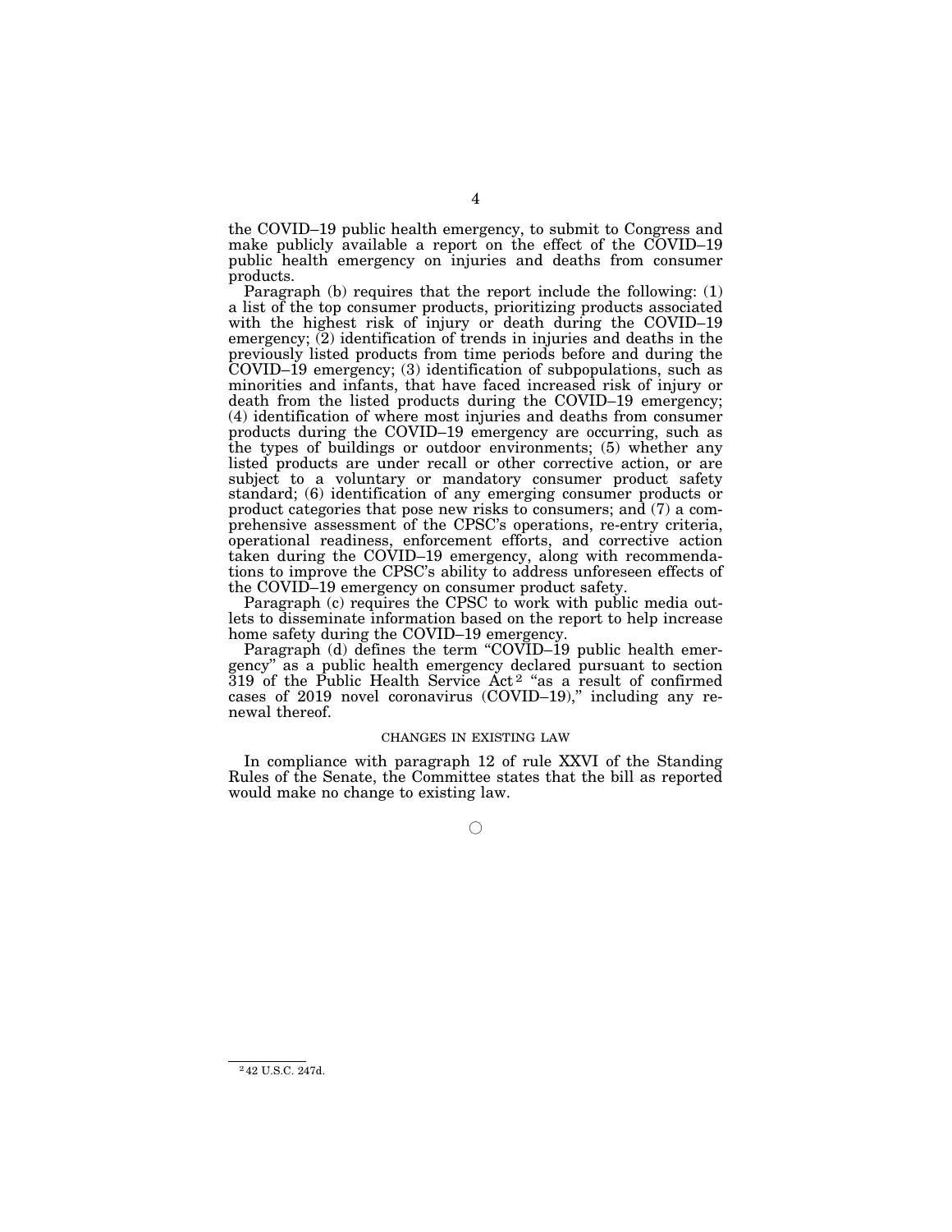the COVID–19 public health emergency, to submit to Congress and make publicly available a report on the effect of the COVID–19 public health emergency on injuries and deaths from consumer products.

Paragraph (b) requires that the report include the following: (1) a list of the top consumer products, prioritizing products associated with the highest risk of injury or death during the COVID–19 emergency; (2) identification of trends in injuries and deaths in the previously listed products from time periods before and during the COVID–19 emergency; (3) identification of subpopulations, such as minorities and infants, that have faced increased risk of injury or death from the listed products during the COVID–19 emergency; (4) identification of where most injuries and deaths from consumer products during the COVID–19 emergency are occurring, such as the types of buildings or outdoor environments; (5) whether any listed products are under recall or other corrective action, or are subject to a voluntary or mandatory consumer product safety standard; (6) identification of any emerging consumer products or product categories that pose new risks to consumers; and (7) a comprehensive assessment of the CPSC's operations, re-entry criteria, operational readiness, enforcement efforts, and corrective action taken during the COVID–19 emergency, along with recommendations to improve the CPSC's ability to address unforeseen effects of the COVID–19 emergency on consumer product safety.

Paragraph (c) requires the CPSC to work with public media outlets to disseminate information based on the report to help increase home safety during the COVID–19 emergency.

Paragraph (d) defines the term "COVID–19 public health emergency" as a public health emergency declared pursuant to section 319 of the Public Health Service Act[2] "as a result of confirmed cases of 2019 novel coronavirus (COVID–19)," including any renewal thereof.

## CHANGES IN EXISTING LAW

In compliance with paragraph 12 of rule XXVI of the Standing Rules of the Senate, the Committee states that the bill as reported would make no change to existing law.

○

[2] 42 U.S.C. 247d.